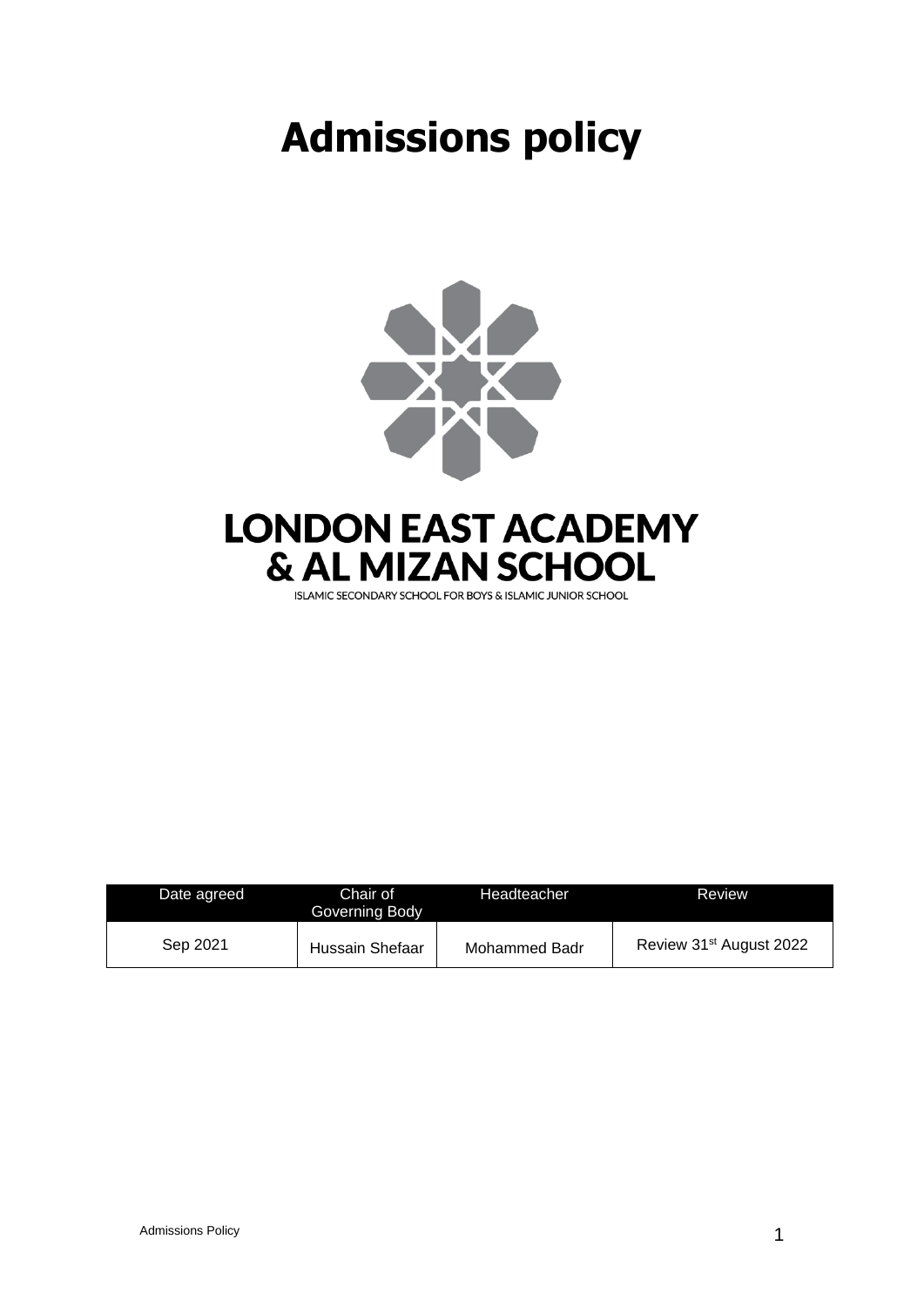# Admissions policy

LONDON EAST ACADEMY
& AL MIZAN SCHOOL

ISLAMIC SECONDARY SCHOOL FOR BOYS & ISLAMIC JUNIOR SCHOOL

| Date agreed | Chair of Governing Body | Headteacher | Review |
|---|---|---|---|
| Sep 2021 | Hussain Shefaar | Mohammed Badr | Review 31st August 2022 |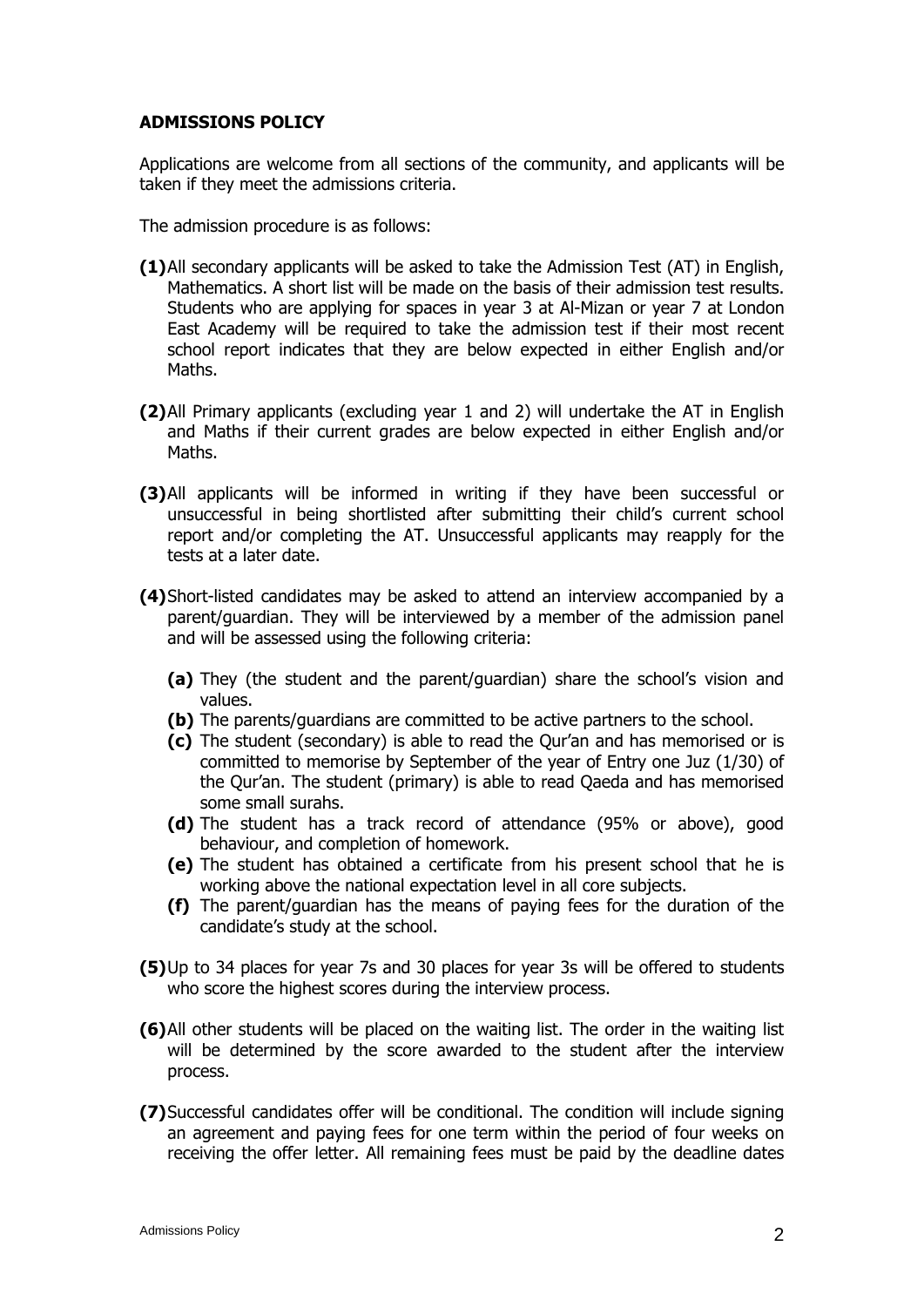**ADMISSIONS POLICY**

Applications are welcome from all sections of the community, and applicants will be taken if they meet the admissions criteria.

The admission procedure is as follows:

**(1)** All secondary applicants will be asked to take the Admission Test (AT) in English, Mathematics. A short list will be made on the basis of their admission test results. Students who are applying for spaces in year 3 at Al-Mizan or year 7 at London East Academy will be required to take the admission test if their most recent school report indicates that they are below expected in either English and/or Maths.

**(2)** All Primary applicants (excluding year 1 and 2) will undertake the AT in English and Maths if their current grades are below expected in either English and/or Maths.

**(3)** All applicants will be informed in writing if they have been successful or unsuccessful in being shortlisted after submitting their child's current school report and/or completing the AT. Unsuccessful applicants may reapply for the tests at a later date.

**(4)** Short-listed candidates may be asked to attend an interview accompanied by a parent/guardian. They will be interviewed by a member of the admission panel and will be assessed using the following criteria:

- **(a)** They (the student and the parent/guardian) share the school's vision and values.
- **(b)** The parents/guardians are committed to be active partners to the school.
- **(c)** The student (secondary) is able to read the Qur'an and has memorised or is committed to memorise by September of the year of Entry one Juz (1/30) of the Qur'an. The student (primary) is able to read Qaeda and has memorised some small surahs.
- **(d)** The student has a track record of attendance (95% or above), good behaviour, and completion of homework.
- **(e)** The student has obtained a certificate from his present school that he is working above the national expectation level in all core subjects.
- **(f)** The parent/guardian has the means of paying fees for the duration of the candidate's study at the school.

**(5)** Up to 34 places for year 7s and 30 places for year 3s will be offered to students who score the highest scores during the interview process.

**(6)** All other students will be placed on the waiting list. The order in the waiting list will be determined by the score awarded to the student after the interview process.

**(7)** Successful candidates offer will be conditional. The condition will include signing an agreement and paying fees for one term within the period of four weeks on receiving the offer letter. All remaining fees must be paid by the deadline dates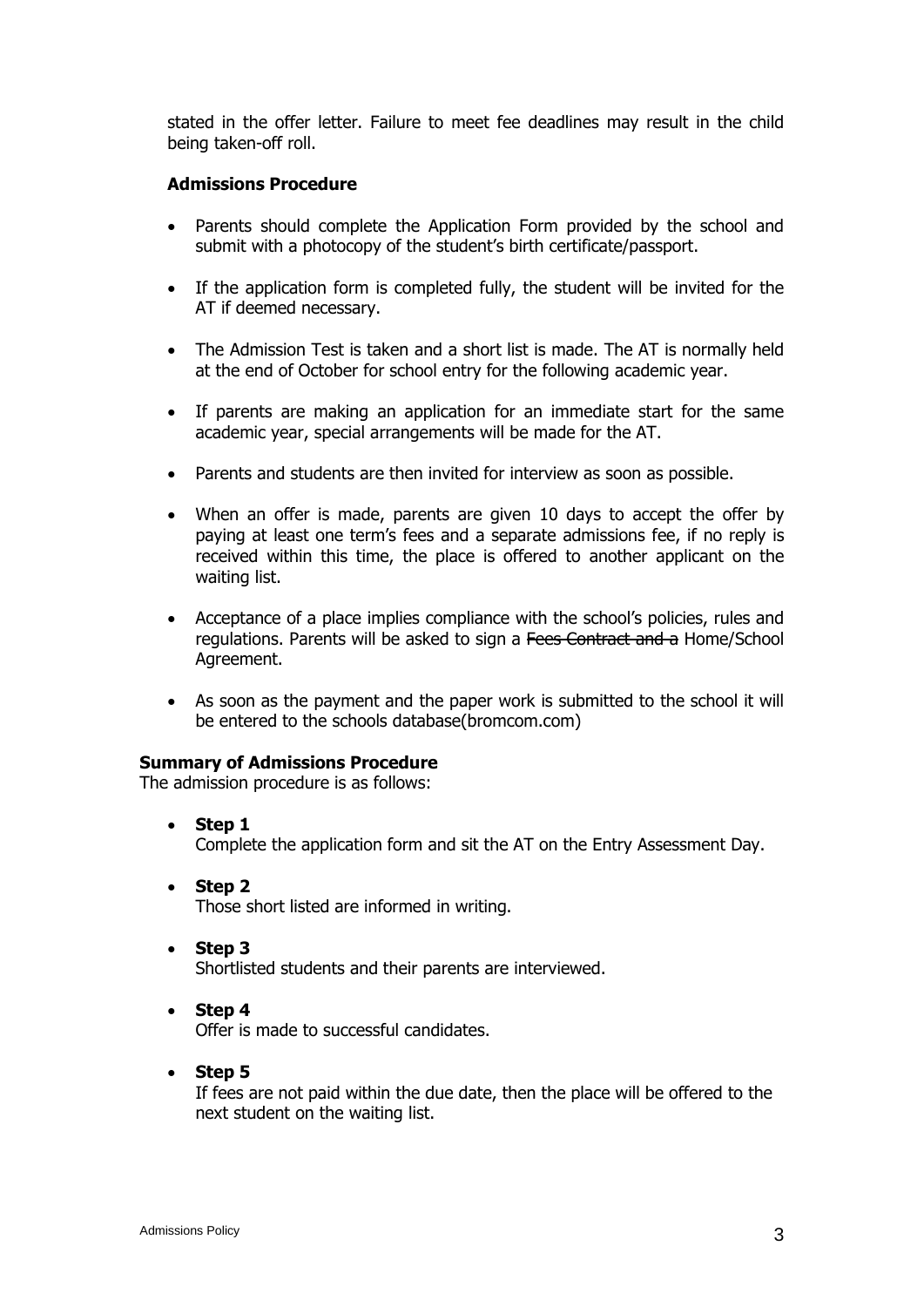stated in the offer letter. Failure to meet fee deadlines may result in the child being taken-off roll.

**Admissions Procedure**

- Parents should complete the Application Form provided by the school and submit with a photocopy of the student's birth certificate/passport.
- If the application form is completed fully, the student will be invited for the AT if deemed necessary.
- The Admission Test is taken and a short list is made. The AT is normally held at the end of October for school entry for the following academic year.
- If parents are making an application for an immediate start for the same academic year, special arrangements will be made for the AT.
- Parents and students are then invited for interview as soon as possible.
- When an offer is made, parents are given 10 days to accept the offer by paying at least one term's fees and a separate admissions fee, if no reply is received within this time, the place is offered to another applicant on the waiting list.
- Acceptance of a place implies compliance with the school's policies, rules and regulations. Parents will be asked to sign a ~~Fees Contract and a~~ Home/School Agreement.
- As soon as the payment and the paper work is submitted to the school it will be entered to the schools database(bromcom.com)

**Summary of Admissions Procedure**

The admission procedure is as follows:

- **Step 1**
  Complete the application form and sit the AT on the Entry Assessment Day.
- **Step 2**
  Those short listed are informed in writing.
- **Step 3**
  Shortlisted students and their parents are interviewed.
- **Step 4**
  Offer is made to successful candidates.
- **Step 5**
  If fees are not paid within the due date, then the place will be offered to the next student on the waiting list.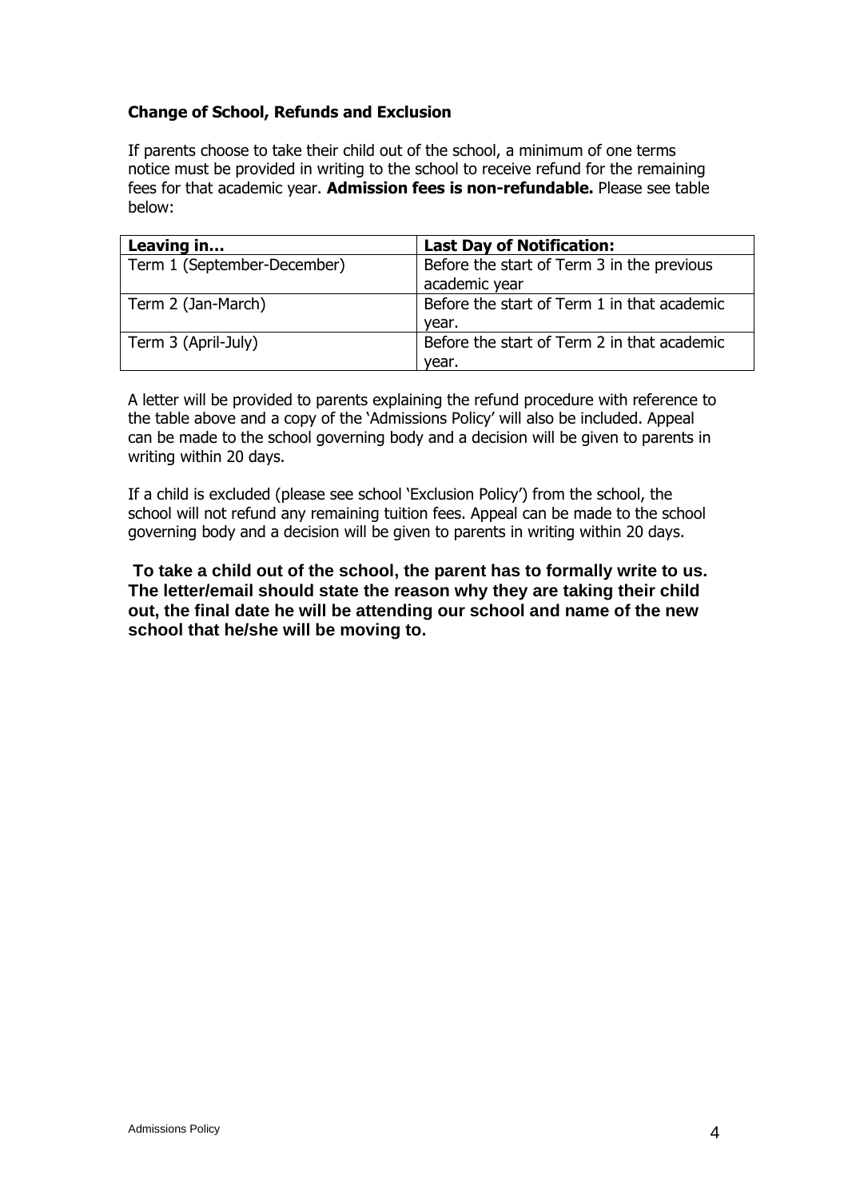### Change of School, Refunds and Exclusion

If parents choose to take their child out of the school, a minimum of one terms notice must be provided in writing to the school to receive refund for the remaining fees for that academic year. **Admission fees is non-refundable.** Please see table below:

| Leaving in… | Last Day of Notification: |
|---|---|
| Term 1 (September-December) | Before the start of Term 3 in the previous academic year |
| Term 2 (Jan-March) | Before the start of Term 1 in that academic year. |
| Term 3 (April-July) | Before the start of Term 2 in that academic year. |

A letter will be provided to parents explaining the refund procedure with reference to the table above and a copy of the 'Admissions Policy' will also be included. Appeal can be made to the school governing body and a decision will be given to parents in writing within 20 days.

If a child is excluded (please see school 'Exclusion Policy') from the school, the school will not refund any remaining tuition fees. Appeal can be made to the school governing body and a decision will be given to parents in writing within 20 days.

**To take a child out of the school, the parent has to formally write to us. The letter/email should state the reason why they are taking their child out, the final date he will be attending our school and name of the new school that he/she will be moving to.**